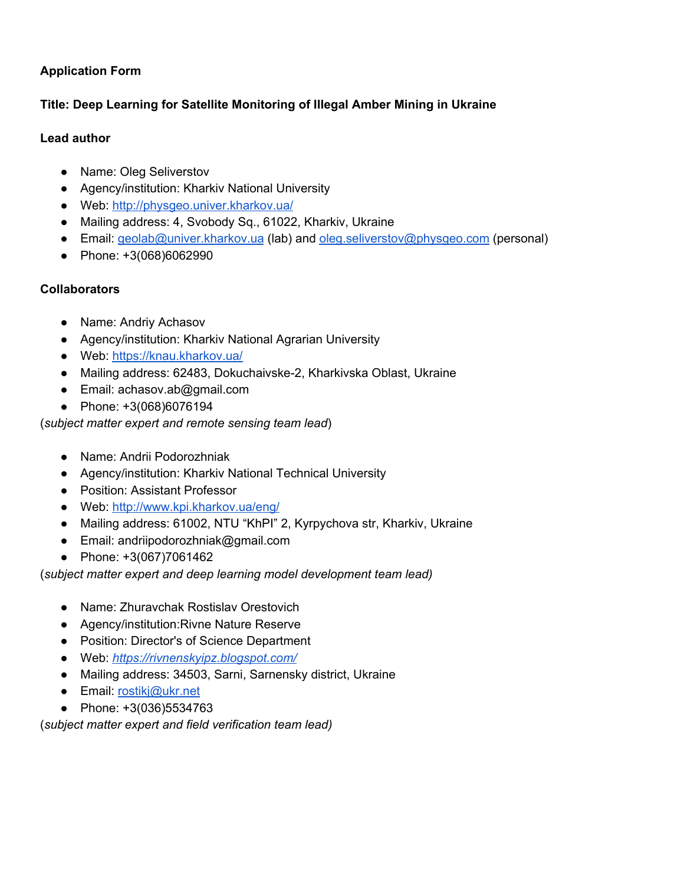**Application Form**

**Title: Deep Learning for Satellite Monitoring of Illegal Amber Mining in Ukraine**

**Lead author**

- Name: Oleg Seliverstov
- Agency/institution: Kharkiv National University
- Web: [http://physgeo.univer.kharkov.ua/](http://physgeo.univer.kharkov.ua/)
- Mailing address: 4, Svobody Sq., 61022, Kharkiv, Ukraine
- Email: [geolab@univer.kharkov.ua](mailto:geolab@univer.kharkov.ua) (lab) and [oleg.seliverstov@physgeo.com](mailto:oleg.seliverstov@physgeo.com) (personal)
- Phone: +3(068)6062990

**Collaborators**

- Name: Andriy Achasov
- Agency/institution: Kharkiv National Agrarian University
- Web: [https://knau.kharkov.ua/](https://knau.kharkov.ua/)
- Mailing address: 62483, Dokuchaivske-2, Kharkivska Oblast, Ukraine
- Email: achasov.ab@gmail.com
- Phone: +3(068)6076194

(*subject matter expert and remote sensing team lead*)

- Name: Andrii Podorozhniak
- Agency/institution: Kharkiv National Technical University
- Position: Assistant Professor
- Web: [http://www.kpi.kharkov.ua/eng/](http://www.kpi.kharkov.ua/eng/)
- Mailing address: 61002, NTU "KhPI" 2, Kyrpychova str, Kharkiv, Ukraine
- Email: andriipodorozhniak@gmail.com
- Phone: +3(067)7061462

(*subject matter expert and deep learning model development team lead)*

- Name: Zhuravchak Rostislav Orestovich
- Agency/institution:Rivne Nature Reserve
- Position: Director's of Science Department
- Web: [*https://rivnenskyipz.blogspot.com/*](https://rivnenskyipz.blogspot.com/)
- Mailing address: 34503, Sarni, Sarnensky district, Ukraine
- Email: [rostikj@ukr.net](mailto:rostikj@ukr.net)
- Phone: +3(036)5534763

(*subject matter expert and field verification team lead)*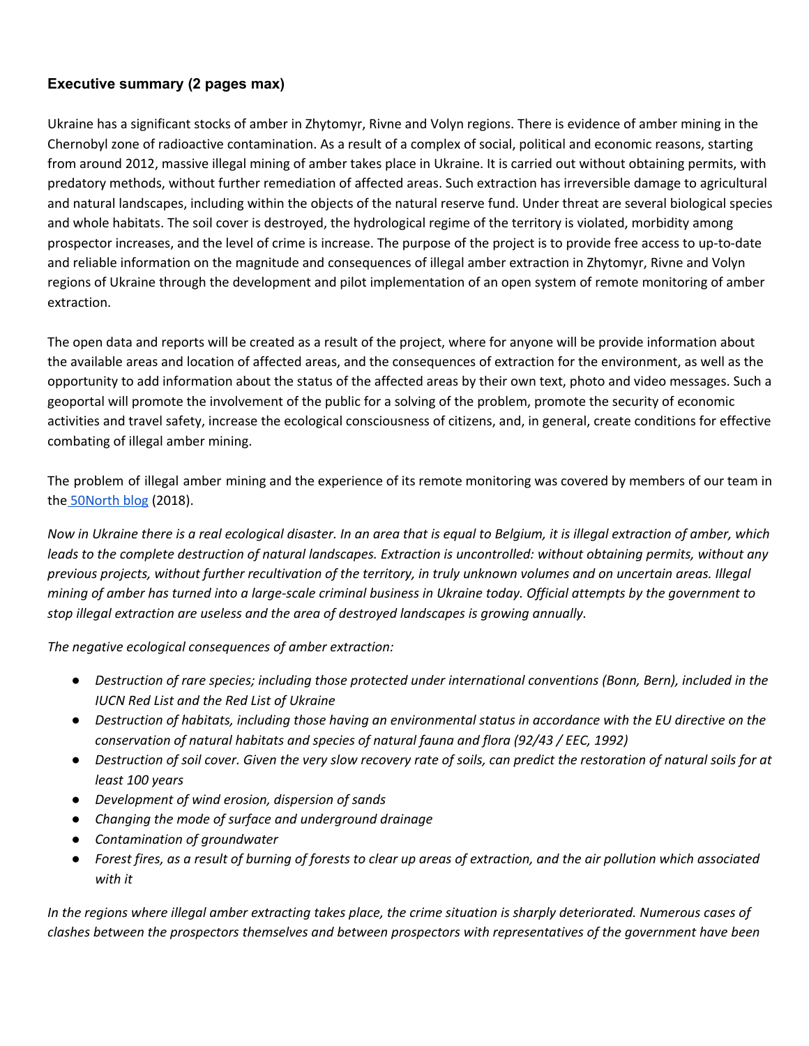### Executive summary (2 pages max)

Ukraine has a significant stocks of amber in Zhytomyr, Rivne and Volyn regions. There is evidence of amber mining in the Chernobyl zone of radioactive contamination. As a result of a complex of social, political and economic reasons, starting from around 2012, massive illegal mining of amber takes place in Ukraine. It is carried out without obtaining permits, with predatory methods, without further remediation of affected areas. Such extraction has irreversible damage to agricultural and natural landscapes, including within the objects of the natural reserve fund. Under threat are several biological species and whole habitats. The soil cover is destroyed, the hydrological regime of the territory is violated, morbidity among prospector increases, and the level of crime is increase. The purpose of the project is to provide free access to up-to-date and reliable information on the magnitude and consequences of illegal amber extraction in Zhytomyr, Rivne and Volyn regions of Ukraine through the development and pilot implementation of an open system of remote monitoring of amber extraction.

The open data and reports will be created as a result of the project, where for anyone will be provide information about the available areas and location of affected areas, and the consequences of extraction for the environment, as well as the opportunity to add information about the status of the affected areas by their own text, photo and video messages. Such a geoportal will promote the involvement of the public for a solving of the problem, promote the security of economic activities and travel safety, increase the ecological consciousness of citizens, and, in general, create conditions for effective combating of illegal amber mining.

The problem of illegal amber mining and the experience of its remote monitoring was covered by members of our team in the 50North blog (2018).

*Now in Ukraine there is a real ecological disaster. In an area that is equal to Belgium, it is illegal extraction of amber, which leads to the complete destruction of natural landscapes. Extraction is uncontrolled: without obtaining permits, without any previous projects, without further recultivation of the territory, in truly unknown volumes and on uncertain areas. Illegal mining of amber has turned into a large-scale criminal business in Ukraine today. Official attempts by the government to stop illegal extraction are useless and the area of destroyed landscapes is growing annually.*

*The negative ecological consequences of amber extraction:*

- *Destruction of rare species; including those protected under international conventions (Bonn, Bern), included in the IUCN Red List and the Red List of Ukraine*
- *Destruction of habitats, including those having an environmental status in accordance with the EU directive on the conservation of natural habitats and species of natural fauna and flora (92/43 / EEC, 1992)*
- *Destruction of soil cover. Given the very slow recovery rate of soils, can predict the restoration of natural soils for at least 100 years*
- *Development of wind erosion, dispersion of sands*
- *Changing the mode of surface and underground drainage*
- *Contamination of groundwater*
- *Forest fires, as a result of burning of forests to clear up areas of extraction, and the air pollution which associated with it*

*In the regions where illegal amber extracting takes place, the crime situation is sharply deteriorated. Numerous cases of clashes between the prospectors themselves and between prospectors with representatives of the government have been*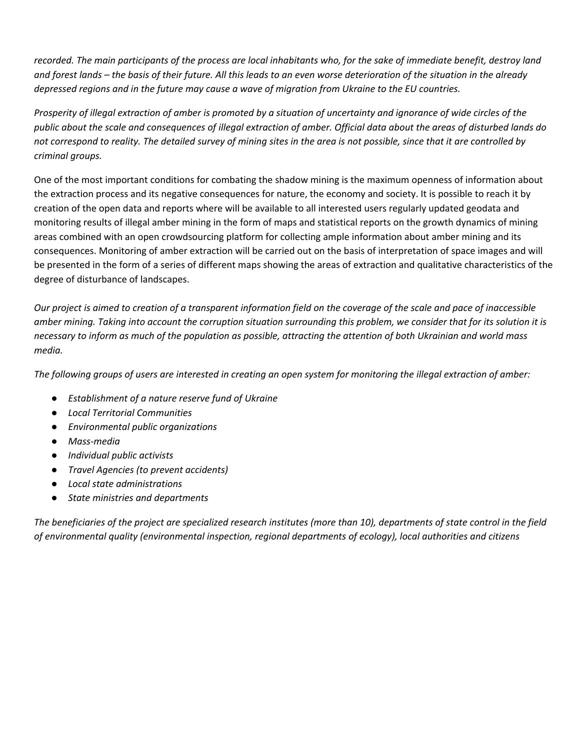*recorded. The main participants of the process are local inhabitants who, for the sake of immediate benefit, destroy land and forest lands – the basis of their future. All this leads to an even worse deterioration of the situation in the already depressed regions and in the future may cause a wave of migration from Ukraine to the EU countries.*

*Prosperity of illegal extraction of amber is promoted by a situation of uncertainty and ignorance of wide circles of the public about the scale and consequences of illegal extraction of amber. Official data about the areas of disturbed lands do not correspond to reality. The detailed survey of mining sites in the area is not possible, since that it are controlled by criminal groups.*

One of the most important conditions for combating the shadow mining is the maximum openness of information about the extraction process and its negative consequences for nature, the economy and society. It is possible to reach it by creation of the open data and reports where will be available to all interested users regularly updated geodata and monitoring results of illegal amber mining in the form of maps and statistical reports on the growth dynamics of mining areas combined with an open crowdsourcing platform for collecting ample information about amber mining and its consequences. Monitoring of amber extraction will be carried out on the basis of interpretation of space images and will be presented in the form of a series of different maps showing the areas of extraction and qualitative characteristics of the degree of disturbance of landscapes.

*Our project is aimed to creation of a transparent information field on the coverage of the scale and pace of inaccessible amber mining. Taking into account the corruption situation surrounding this problem, we consider that for its solution it is necessary to inform as much of the population as possible, attracting the attention of both Ukrainian and world mass media.*

*The following groups of users are interested in creating an open system for monitoring the illegal extraction of amber:*

- *Establishment of a nature reserve fund of Ukraine*
- *Local Territorial Communities*
- *Environmental public organizations*
- *Mass-media*
- *Individual public activists*
- *Travel Agencies (to prevent accidents)*
- *Local state administrations*
- *State ministries and departments*

*The beneficiaries of the project are specialized research institutes (more than 10), departments of state control in the field of environmental quality (environmental inspection, regional departments of ecology), local authorities and citizens*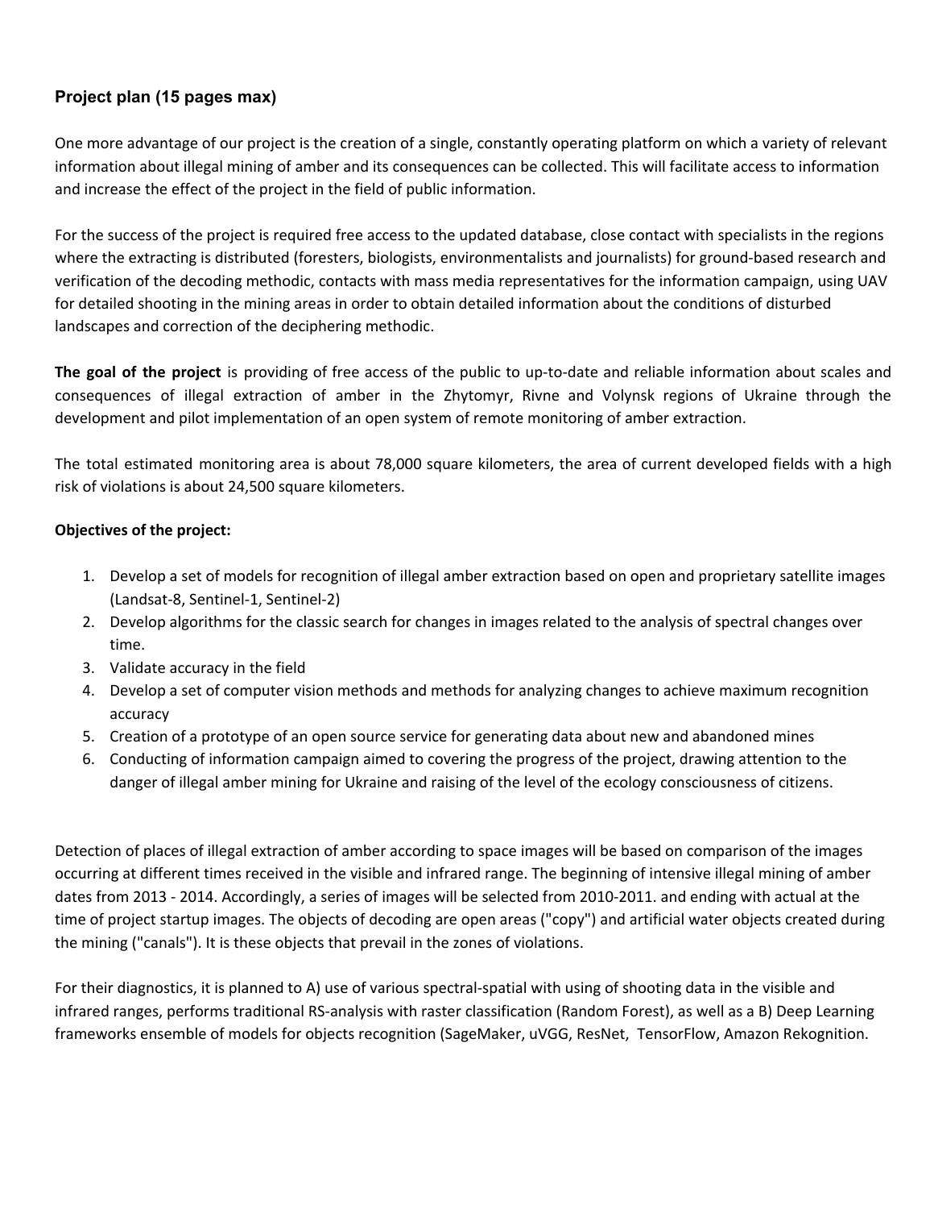## Project plan (15 pages max)

One more advantage of our project is the creation of a single, constantly operating platform on which a variety of relevant information about illegal mining of amber and its consequences can be collected. This will facilitate access to information and increase the effect of the project in the field of public information.

For the success of the project is required free access to the updated database, close contact with specialists in the regions where the extracting is distributed (foresters, biologists, environmentalists and journalists) for ground-based research and verification of the decoding methodic, contacts with mass media representatives for the information campaign, using UAV for detailed shooting in the mining areas in order to obtain detailed information about the conditions of disturbed landscapes and correction of the deciphering methodic.

**The goal of the project** is providing of free access of the public to up-to-date and reliable information about scales and consequences of illegal extraction of amber in the Zhytomyr, Rivne and Volynsk regions of Ukraine through the development and pilot implementation of an open system of remote monitoring of amber extraction.

The total estimated monitoring area is about 78,000 square kilometers, the area of current developed fields with a high risk of violations is about 24,500 square kilometers.

**Objectives of the project:**

1. Develop a set of models for recognition of illegal amber extraction based on open and proprietary satellite images (Landsat-8, Sentinel-1, Sentinel-2)
2. Develop algorithms for the classic search for changes in images related to the analysis of spectral changes over time.
3. Validate accuracy in the field
4. Develop a set of computer vision methods and methods for analyzing changes to achieve maximum recognition accuracy
5. Creation of a prototype of an open source service for generating data about new and abandoned mines
6. Conducting of information campaign aimed to covering the progress of the project, drawing attention to the danger of illegal amber mining for Ukraine and raising of the level of the ecology consciousness of citizens.

Detection of places of illegal extraction of amber according to space images will be based on comparison of the images occurring at different times received in the visible and infrared range. The beginning of intensive illegal mining of amber dates from 2013 - 2014. Accordingly, a series of images will be selected from 2010-2011. and ending with actual at the time of project startup images. The objects of decoding are open areas ("copy") and artificial water objects created during the mining ("canals"). It is these objects that prevail in the zones of violations.

For their diagnostics, it is planned to A) use of various spectral-spatial with using of shooting data in the visible and infrared ranges, performs traditional RS-analysis with raster classification (Random Forest), as well as a B) Deep Learning frameworks ensemble of models for objects recognition (SageMaker, uVGG, ResNet, TensorFlow, Amazon Rekognition.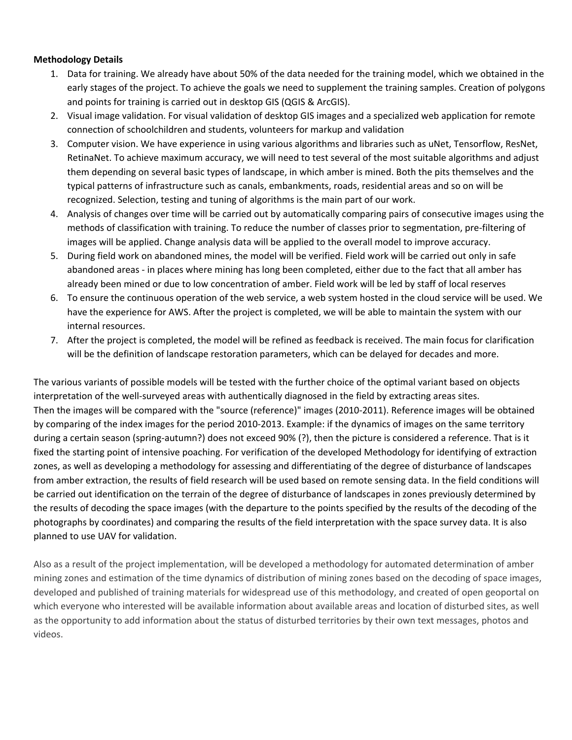**Methodology Details**

1. Data for training. We already have about 50% of the data needed for the training model, which we obtained in the early stages of the project. To achieve the goals we need to supplement the training samples. Creation of polygons and points for training is carried out in desktop GIS (QGIS & ArcGIS).
2. Visual image validation. For visual validation of desktop GIS images and a specialized web application for remote connection of schoolchildren and students, volunteers for markup and validation
3. Computer vision. We have experience in using various algorithms and libraries such as uNet, Tensorflow, ResNet, RetinaNet. To achieve maximum accuracy, we will need to test several of the most suitable algorithms and adjust them depending on several basic types of landscape, in which amber is mined. Both the pits themselves and the typical patterns of infrastructure such as canals, embankments, roads, residential areas and so on will be recognized. Selection, testing and tuning of algorithms is the main part of our work.
4. Analysis of changes over time will be carried out by automatically comparing pairs of consecutive images using the methods of classification with training. To reduce the number of classes prior to segmentation, pre-filtering of images will be applied. Change analysis data will be applied to the overall model to improve accuracy.
5. During field work on abandoned mines, the model will be verified. Field work will be carried out only in safe abandoned areas - in places where mining has long been completed, either due to the fact that all amber has already been mined or due to low concentration of amber. Field work will be led by staff of local reserves
6. To ensure the continuous operation of the web service, a web system hosted in the cloud service will be used. We have the experience for AWS. After the project is completed, we will be able to maintain the system with our internal resources.
7. After the project is completed, the model will be refined as feedback is received. The main focus for clarification will be the definition of landscape restoration parameters, which can be delayed for decades and more.

The various variants of possible models will be tested with the further choice of the optimal variant based on objects interpretation of the well-surveyed areas with authentically diagnosed in the field by extracting areas sites.
Then the images will be compared with the "source (reference)" images (2010-2011). Reference images will be obtained by comparing of the index images for the period 2010-2013. Example: if the dynamics of images on the same territory during a certain season (spring-autumn?) does not exceed 90% (?), then the picture is considered a reference. That is it fixed the starting point of intensive poaching. For verification of the developed Methodology for identifying of extraction zones, as well as developing a methodology for assessing and differentiating of the degree of disturbance of landscapes from amber extraction, the results of field research will be used based on remote sensing data. In the field conditions will be carried out identification on the terrain of the degree of disturbance of landscapes in zones previously determined by the results of decoding the space images (with the departure to the points specified by the results of the decoding of the photographs by coordinates) and comparing the results of the field interpretation with the space survey data. It is also planned to use UAV for validation.

Also as a result of the project implementation, will be developed a methodology for automated determination of amber mining zones and estimation of the time dynamics of distribution of mining zones based on the decoding of space images, developed and published of training materials for widespread use of this methodology, and created of open geoportal on which everyone who interested will be available information about available areas and location of disturbed sites, as well as the opportunity to add information about the status of disturbed territories by their own text messages, photos and videos.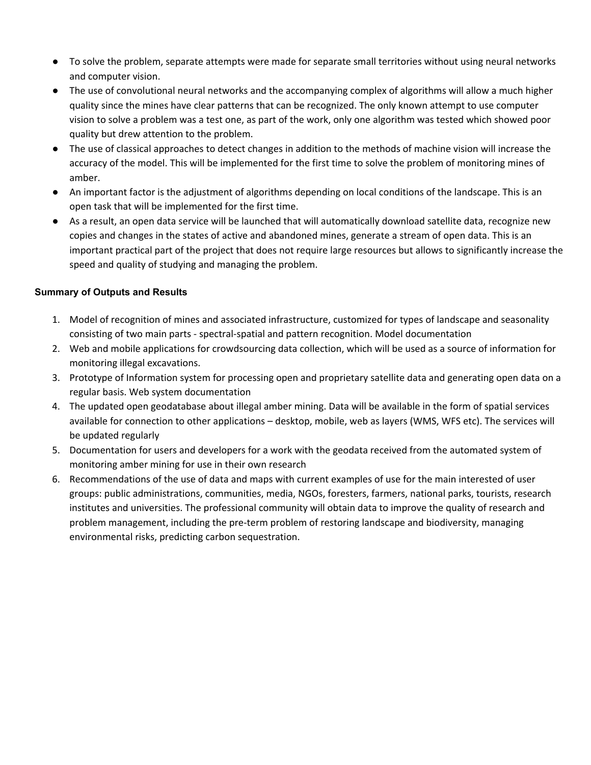- To solve the problem, separate attempts were made for separate small territories without using neural networks and computer vision.
- The use of convolutional neural networks and the accompanying complex of algorithms will allow a much higher quality since the mines have clear patterns that can be recognized. The only known attempt to use computer vision to solve a problem was a test one, as part of the work, only one algorithm was tested which showed poor quality but drew attention to the problem.
- The use of classical approaches to detect changes in addition to the methods of machine vision will increase the accuracy of the model. This will be implemented for the first time to solve the problem of monitoring mines of amber.
- An important factor is the adjustment of algorithms depending on local conditions of the landscape. This is an open task that will be implemented for the first time.
- As a result, an open data service will be launched that will automatically download satellite data, recognize new copies and changes in the states of active and abandoned mines, generate a stream of open data. This is an important practical part of the project that does not require large resources but allows to significantly increase the speed and quality of studying and managing the problem.

**Summary of Outputs and Results**

1. Model of recognition of mines and associated infrastructure, customized for types of landscape and seasonality consisting of two main parts - spectral-spatial and pattern recognition. Model documentation
2. Web and mobile applications for crowdsourcing data collection, which will be used as a source of information for monitoring illegal excavations.
3. Prototype of Information system for processing open and proprietary satellite data and generating open data on a regular basis. Web system documentation
4. The updated open geodatabase about illegal amber mining. Data will be available in the form of spatial services available for connection to other applications – desktop, mobile, web as layers (WMS, WFS etc). The services will be updated regularly
5. Documentation for users and developers for a work with the geodata received from the automated system of monitoring amber mining for use in their own research
6. Recommendations of the use of data and maps with current examples of use for the main interested of user groups: public administrations, communities, media, NGOs, foresters, farmers, national parks, tourists, research institutes and universities. The professional community will obtain data to improve the quality of research and problem management, including the pre-term problem of restoring landscape and biodiversity, managing environmental risks, predicting carbon sequestration.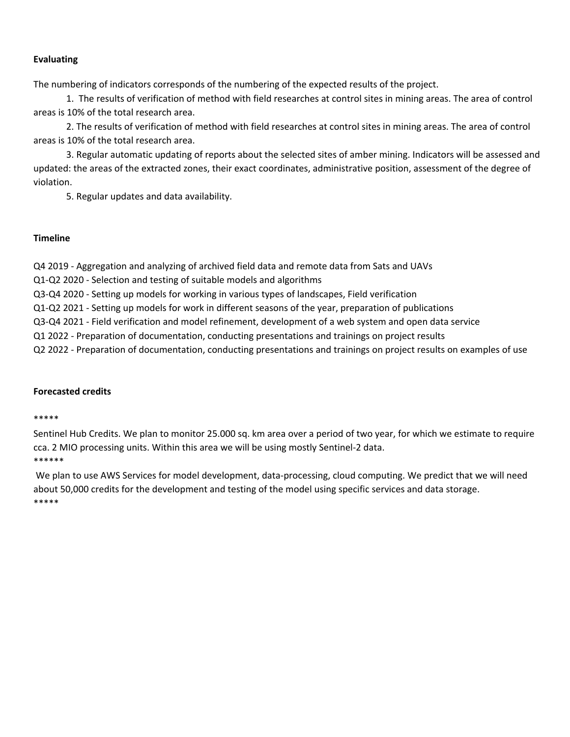**Evaluating**

The numbering of indicators corresponds of the numbering of the expected results of the project.

1. The results of verification of method with field researches at control sites in mining areas. The area of control areas is 10% of the total research area.

2. The results of verification of method with field researches at control sites in mining areas. The area of control areas is 10% of the total research area.

3. Regular automatic updating of reports about the selected sites of amber mining. Indicators will be assessed and updated: the areas of the extracted zones, their exact coordinates, administrative position, assessment of the degree of violation.

5. Regular updates and data availability.

**Timeline**

Q4 2019 - Aggregation and analyzing of archived field data and remote data from Sats and UAVs

Q1-Q2 2020 - Selection and testing of suitable models and algorithms

Q3-Q4 2020 - Setting up models for working in various types of landscapes, Field verification

Q1-Q2 2021 - Setting up models for work in different seasons of the year, preparation of publications

Q3-Q4 2021 - Field verification and model refinement, development of a web system and open data service

Q1 2022 - Preparation of documentation, conducting presentations and trainings on project results

Q2 2022 - Preparation of documentation, conducting presentations and trainings on project results on examples of use

**Forecasted credits**

*****

Sentinel Hub Credits. We plan to monitor 25.000 sq. km area over a period of two year, for which we estimate to require cca. 2 MIO processing units. Within this area we will be using mostly Sentinel-2 data.

******

We plan to use AWS Services for model development, data-processing, cloud computing. We predict that we will need about 50,000 credits for the development and testing of the model using specific services and data storage.

*****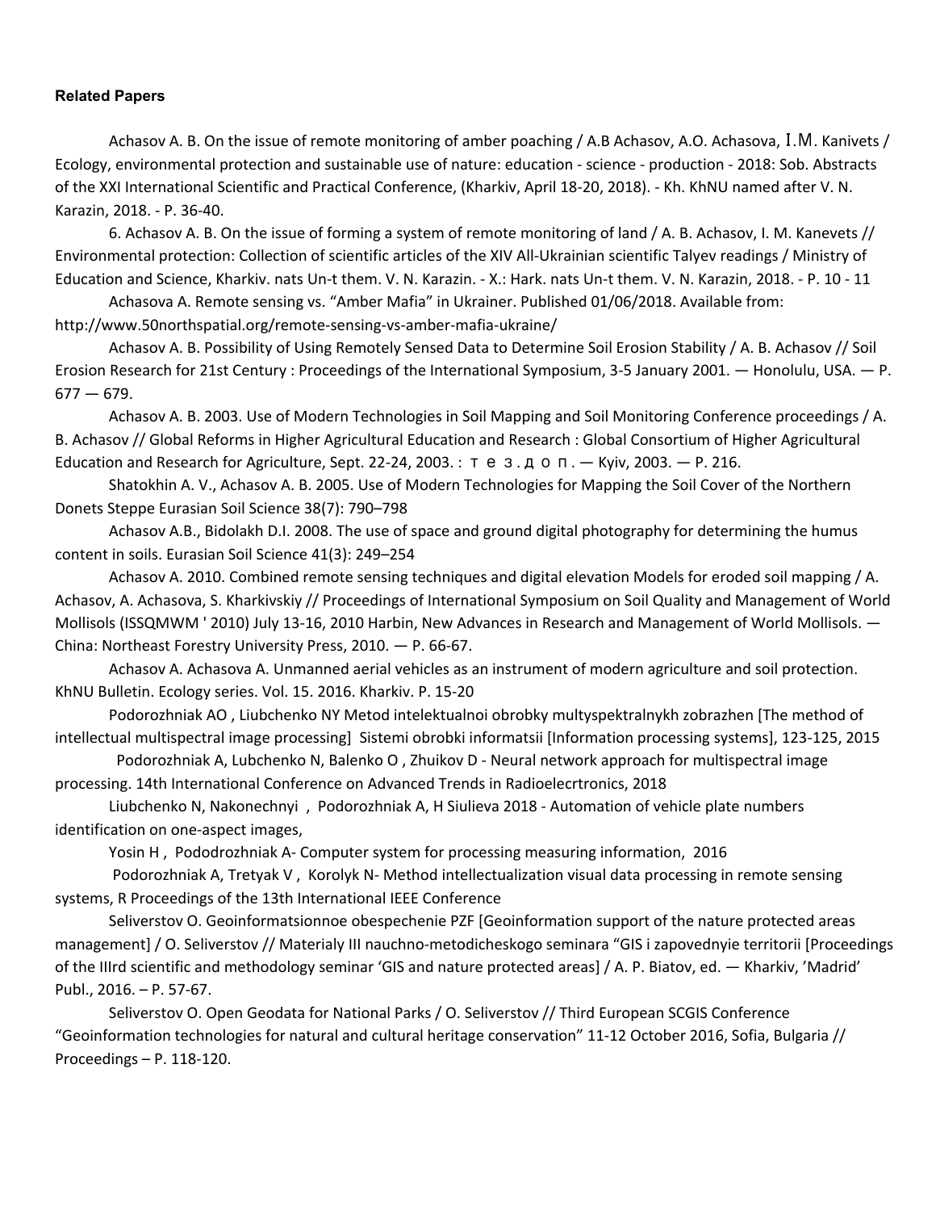**Related Papers**

Achasov A. B. On the issue of remote monitoring of amber poaching / A.B Achasov, A.O. Achasova, I.M. Kanivets / Ecology, environmental protection and sustainable use of nature: education - science - production - 2018: Sob. Abstracts of the XXI International Scientific and Practical Conference, (Kharkiv, April 18-20, 2018). - Kh. KhNU named after V. N. Karazin, 2018. - P. 36-40.

6. Achasov A. B. On the issue of forming a system of remote monitoring of land / A. B. Achasov, I. M. Kanevets // Environmental protection: Collection of scientific articles of the XIV All-Ukrainian scientific Talyev readings / Ministry of Education and Science, Kharkiv. nats Un-t them. V. N. Karazin. - X.: Hark. nats Un-t them. V. N. Karazin, 2018. - P. 10 - 11

Achasova A. Remote sensing vs. "Amber Mafia" in Ukrainer. Published 01/06/2018. Available from: http://www.50northspatial.org/remote-sensing-vs-amber-mafia-ukraine/

Achasov A. B. Possibility of Using Remotely Sensed Data to Determine Soil Erosion Stability / A. B. Achasov // Soil Erosion Research for 21st Century : Proceedings of the International Symposium, 3-5 January 2001. — Honolulu, USA. — P. 677 — 679.

Achasov A. B. 2003. Use of Modern Technologies in Soil Mapping and Soil Monitoring Conference proceedings / A. B. Achasov // Global Reforms in Higher Agricultural Education and Research : Global Consortium of Higher Agricultural Education and Research for Agriculture, Sept. 22-24, 2003. : т е з . д о п . — Kyiv, 2003. — P. 216.

Shatokhin A. V., Achasov A. B. 2005. Use of Modern Technologies for Mapping the Soil Cover of the Northern Donets Steppe Eurasian Soil Science 38(7): 790–798

Achasov A.B., Bidolakh D.I. 2008. The use of space and ground digital photography for determining the humus content in soils. Eurasian Soil Science 41(3): 249–254

Achasov A. 2010. Combined remote sensing techniques and digital elevation Models for eroded soil mapping / A. Achasov, A. Achasova, S. Kharkivskiy // Proceedings of International Symposium on Soil Quality and Management of World Mollisols (ISSQMWM ' 2010) July 13-16, 2010 Harbin, New Advances in Research and Management of World Mollisols. — China: Northeast Forestry University Press, 2010. — P. 66-67.

Achasov A. Achasova A. Unmanned aerial vehicles as an instrument of modern agriculture and soil protection. KhNU Bulletin. Ecology series. Vol. 15. 2016. Kharkiv. P. 15-20

Podorozhniak AO , Liubchenko NY Metod intelektualnoi obrobky multyspektralnykh zobrazhen [The method of intellectual multispectral image processing] Sistemi obrobki informatsii [Information processing systems], 123-125, 2015

Podorozhniak A, Lubchenko N, Balenko O , Zhuikov D - Neural network approach for multispectral image processing. 14th International Conference on Advanced Trends in Radioelecrtronics, 2018

Liubchenko N, Nakonechnyi , Podorozhniak A, H Siulieva 2018 - Automation of vehicle plate numbers identification on one-aspect images,

Yosin H , Pododrozhniak A- Computer system for processing measuring information, 2016

Podorozhniak A, Tretyak V , Korolyk N- Method intellectualization visual data processing in remote sensing systems, R Proceedings of the 13th International IEEE Conference

Seliverstov O. Geoinformatsionnoe obespechenie PZF [Geoinformation support of the nature protected areas management] / O. Seliverstov // Materialy III nauchno-metodicheskogo seminara "GIS i zapovednyie territorii [Proceedings of the IIIrd scientific and methodology seminar 'GIS and nature protected areas] / A. P. Biatov, ed. — Kharkiv, 'Madrid' Publ., 2016. – P. 57-67.

Seliverstov O. Open Geodata for National Parks / O. Seliverstov // Third European SCGIS Conference "Geoinformation technologies for natural and cultural heritage conservation" 11-12 October 2016, Sofia, Bulgaria // Proceedings – P. 118-120.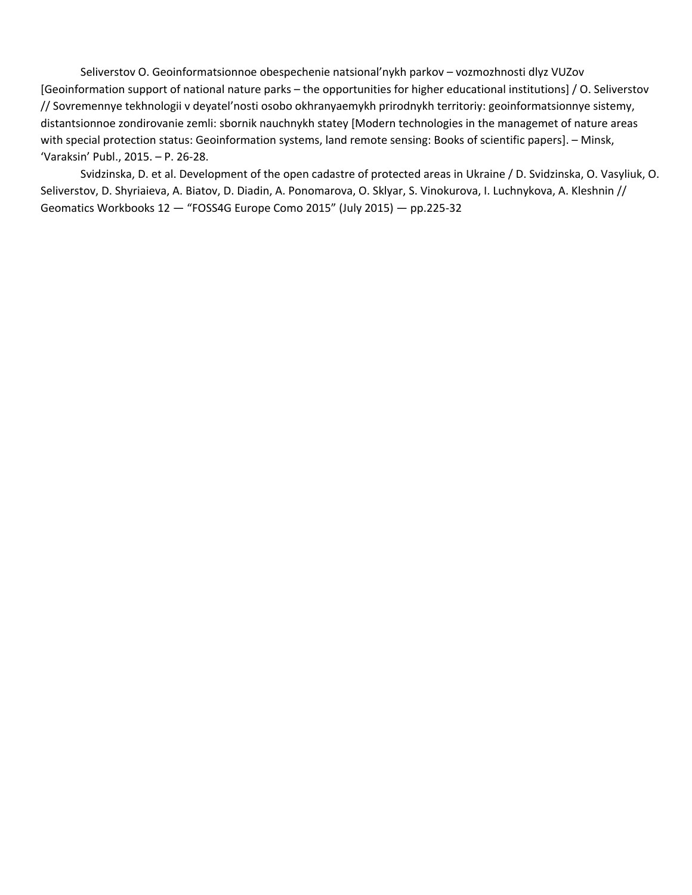Seliverstov O. Geoinformatsionnoe obespechenie natsional'nykh parkov – vozmozhnosti dlyz VUZov [Geoinformation support of national nature parks – the opportunities for higher educational institutions] / O. Seliverstov // Sovremennye tekhnologii v deyatel'nosti osobo okhranyaemykh prirodnykh territoriy: geoinformatsionnye sistemy, distantsionnoe zondirovanie zemli: sbornik nauchnykh statey [Modern technologies in the managemet of nature areas with special protection status: Geoinformation systems, land remote sensing: Books of scientific papers]. – Minsk, 'Varaksin' Publ., 2015. – P. 26-28.

Svidzinska, D. et al. Development of the open cadastre of protected areas in Ukraine / D. Svidzinska, O. Vasyliuk, O. Seliverstov, D. Shyriaieva, A. Biatov, D. Diadin, A. Ponomarova, O. Sklyar, S. Vinokurova, I. Luchnykova, A. Kleshnin // Geomatics Workbooks 12 — "FOSS4G Europe Como 2015" (July 2015) — pp.225-32